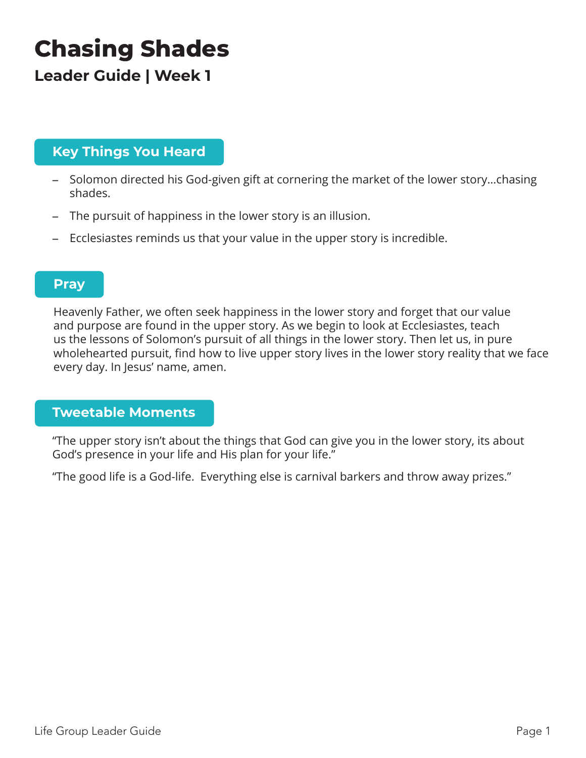# Chasing Shades

## Leader Guide | Week 1

### Key Things You Heard

- Solomon directed his God-given gift at cornering the market of the lower story...chasing shades.
- The pursuit of happiness in the lower story is an illusion.
- Ecclesiastes reminds us that your value in the upper story is incredible.

### Pray

Heavenly Father, we often seek happiness in the lower story and forget that our value and purpose are found in the upper story. As we begin to look at Ecclesiastes, teach us the lessons of Solomon's pursuit of all things in the lower story. Then let us, in pure wholehearted pursuit, find how to live upper story lives in the lower story reality that we face every day. In Jesus' name, amen.

### Tweetable Moments

"The upper story isn't about the things that God can give you in the lower story, its about God's presence in your life and His plan for your life."

"The good life is a God-life. Everything else is carnival barkers and throw away prizes."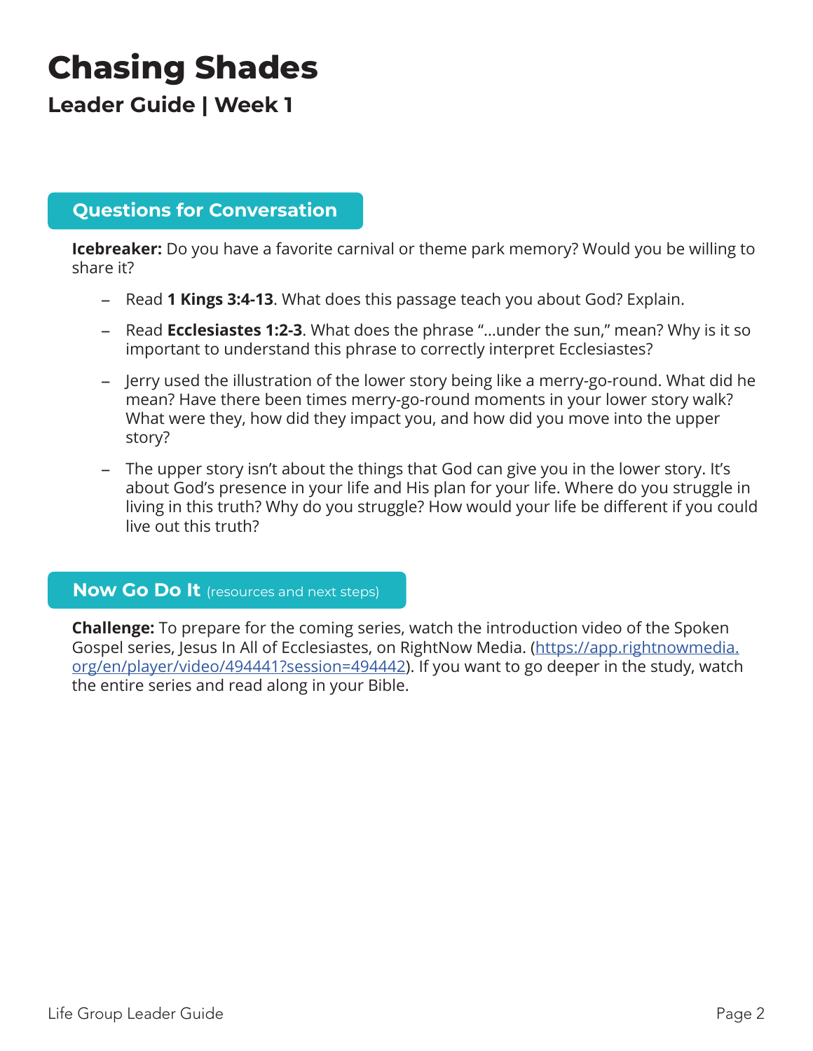# Chasing Shades

## Leader Guide | Week 1

### Questions for Conversation

**Icebreaker:** Do you have a favorite carnival or theme park memory? Would you be willing to share it?

- Read **1 Kings 3:4-13**. What does this passage teach you about God? Explain.
- Read **Ecclesiastes 1:2-3**. What does the phrase "...under the sun," mean? Why is it so important to understand this phrase to correctly interpret Ecclesiastes?
- Jerry used the illustration of the lower story being like a merry-go-round. What did he mean? Have there been times merry-go-round moments in your lower story walk? What were they, how did they impact you, and how did you move into the upper story?
- The upper story isn't about the things that God can give you in the lower story. It's about God's presence in your life and His plan for your life. Where do you struggle in living in this truth? Why do you struggle? How would your life be different if you could live out this truth?

### Now Go Do It (resources and next steps)

**Challenge:** To prepare for the coming series, watch the introduction video of the Spoken Gospel series, Jesus In All of Ecclesiastes, on RightNow Media. (https://app.rightnowmedia.org/en/player/video/494441?session=494442). If you want to go deeper in the study, watch the entire series and read along in your Bible.